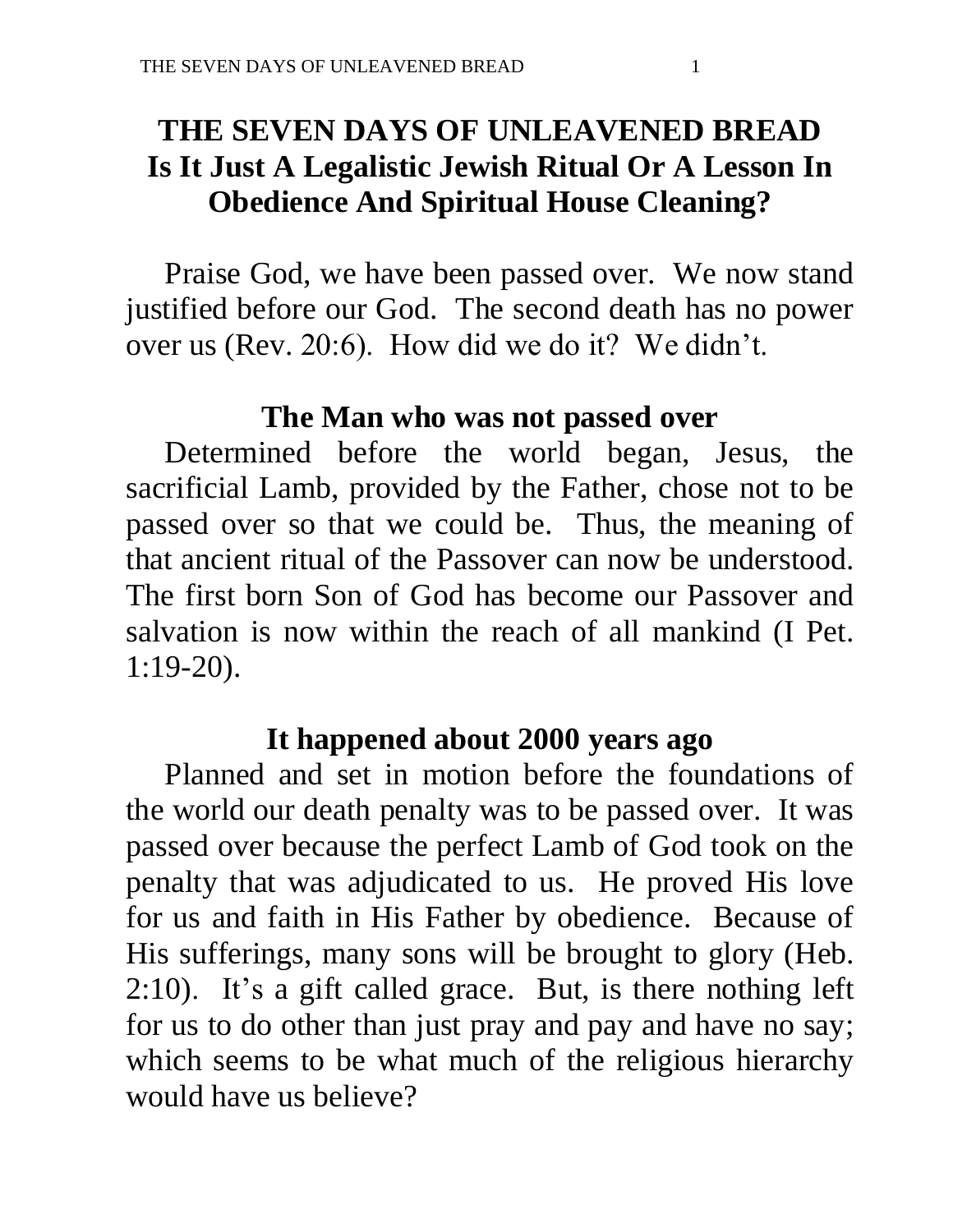# THE SEVEN DAYS OF UNLEAVENED BREAD
## Is It Just A Legalistic Jewish Ritual Or A Lesson In Obedience And Spiritual House Cleaning?

Praise God, we have been passed over. We now stand justified before our God. The second death has no power over us (Rev. 20:6). How did we do it? We didn't.

### The Man who was not passed over

Determined before the world began, Jesus, the sacrificial Lamb, provided by the Father, chose not to be passed over so that we could be. Thus, the meaning of that ancient ritual of the Passover can now be understood. The first born Son of God has become our Passover and salvation is now within the reach of all mankind (I Pet. 1:19-20).

### It happened about 2000 years ago

Planned and set in motion before the foundations of the world our death penalty was to be passed over. It was passed over because the perfect Lamb of God took on the penalty that was adjudicated to us. He proved His love for us and faith in His Father by obedience. Because of His sufferings, many sons will be brought to glory (Heb. 2:10). It's a gift called grace. But, is there nothing left for us to do other than just pray and pay and have no say; which seems to be what much of the religious hierarchy would have us believe?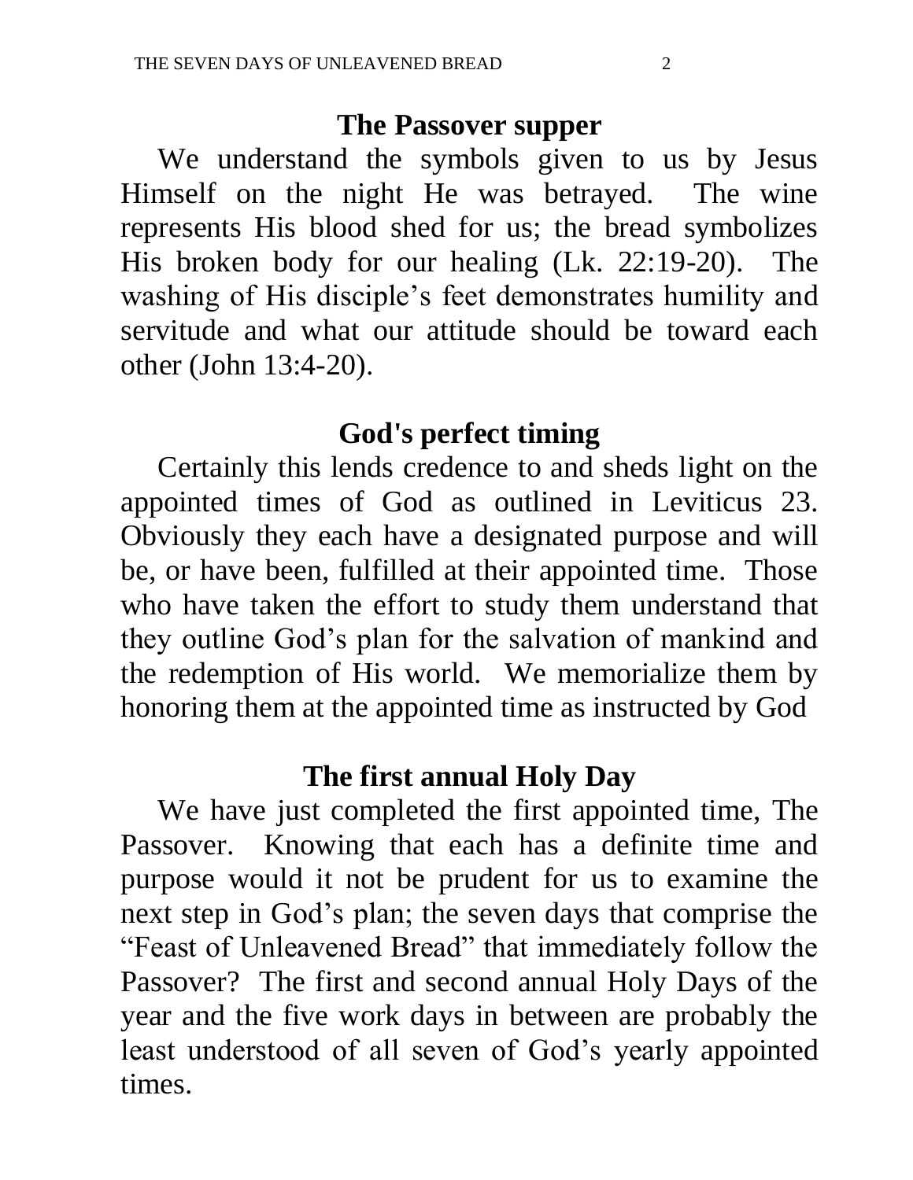## The Passover supper

We understand the symbols given to us by Jesus Himself on the night He was betrayed. The wine represents His blood shed for us; the bread symbolizes His broken body for our healing (Lk. 22:19-20). The washing of His disciple's feet demonstrates humility and servitude and what our attitude should be toward each other (John 13:4-20).

## God's perfect timing

Certainly this lends credence to and sheds light on the appointed times of God as outlined in Leviticus 23. Obviously they each have a designated purpose and will be, or have been, fulfilled at their appointed time. Those who have taken the effort to study them understand that they outline God's plan for the salvation of mankind and the redemption of His world. We memorialize them by honoring them at the appointed time as instructed by God

## The first annual Holy Day

We have just completed the first appointed time, The Passover. Knowing that each has a definite time and purpose would it not be prudent for us to examine the next step in God's plan; the seven days that comprise the "Feast of Unleavened Bread" that immediately follow the Passover? The first and second annual Holy Days of the year and the five work days in between are probably the least understood of all seven of God's yearly appointed times.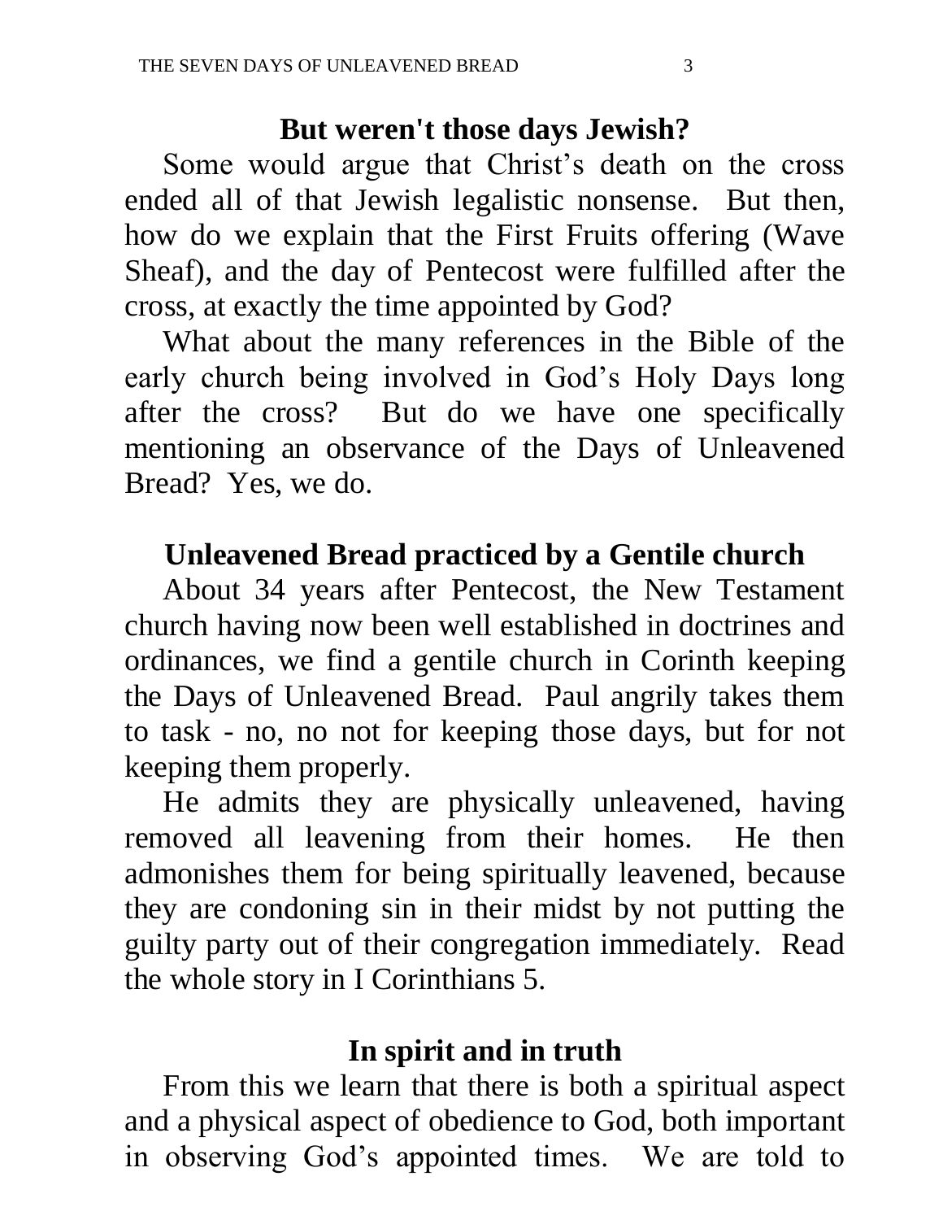## But weren't those days Jewish?

Some would argue that Christ's death on the cross ended all of that Jewish legalistic nonsense. But then, how do we explain that the First Fruits offering (Wave Sheaf), and the day of Pentecost were fulfilled after the cross, at exactly the time appointed by God?

What about the many references in the Bible of the early church being involved in God's Holy Days long after the cross? But do we have one specifically mentioning an observance of the Days of Unleavened Bread? Yes, we do.

## Unleavened Bread practiced by a Gentile church

About 34 years after Pentecost, the New Testament church having now been well established in doctrines and ordinances, we find a gentile church in Corinth keeping the Days of Unleavened Bread. Paul angrily takes them to task - no, no not for keeping those days, but for not keeping them properly.

He admits they are physically unleavened, having removed all leavening from their homes. He then admonishes them for being spiritually leavened, because they are condoning sin in their midst by not putting the guilty party out of their congregation immediately. Read the whole story in I Corinthians 5.

## In spirit and in truth

From this we learn that there is both a spiritual aspect and a physical aspect of obedience to God, both important in observing God's appointed times. We are told to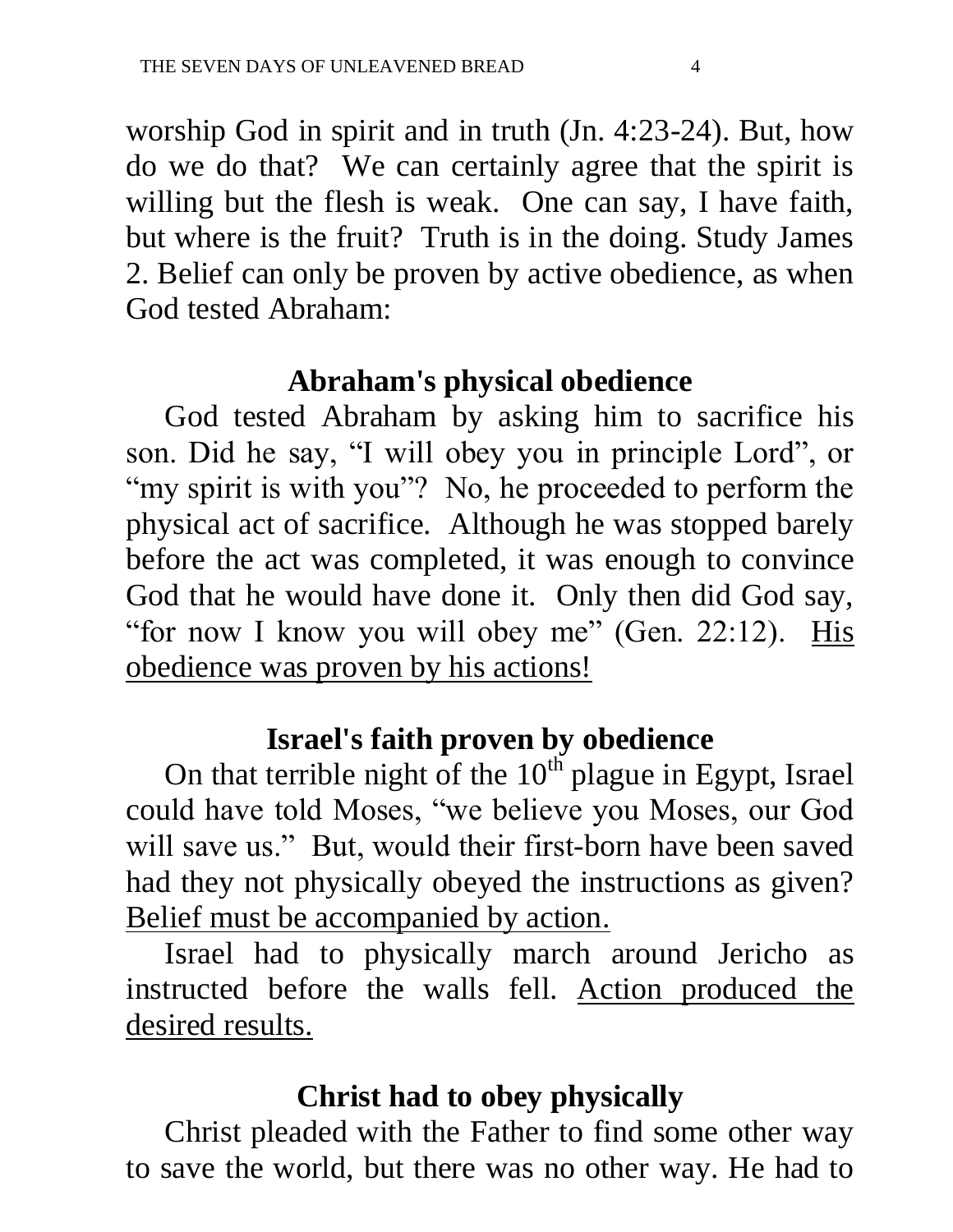worship God in spirit and in truth (Jn. 4:23-24). But, how do we do that? We can certainly agree that the spirit is willing but the flesh is weak. One can say, I have faith, but where is the fruit? Truth is in the doing. Study James 2. Belief can only be proven by active obedience, as when God tested Abraham:

## Abraham's physical obedience

God tested Abraham by asking him to sacrifice his son. Did he say, "I will obey you in principle Lord", or "my spirit is with you"? No, he proceeded to perform the physical act of sacrifice. Although he was stopped barely before the act was completed, it was enough to convince God that he would have done it. Only then did God say, "for now I know you will obey me" (Gen. 22:12). <u>His obedience was proven by his actions!</u>

## Israel's faith proven by obedience

On that terrible night of the 10th plague in Egypt, Israel could have told Moses, "we believe you Moses, our God will save us." But, would their first-born have been saved had they not physically obeyed the instructions as given? <u>Belief must be accompanied by action.</u>

Israel had to physically march around Jericho as instructed before the walls fell. <u>Action produced the desired results.</u>

## Christ had to obey physically

Christ pleaded with the Father to find some other way to save the world, but there was no other way. He had to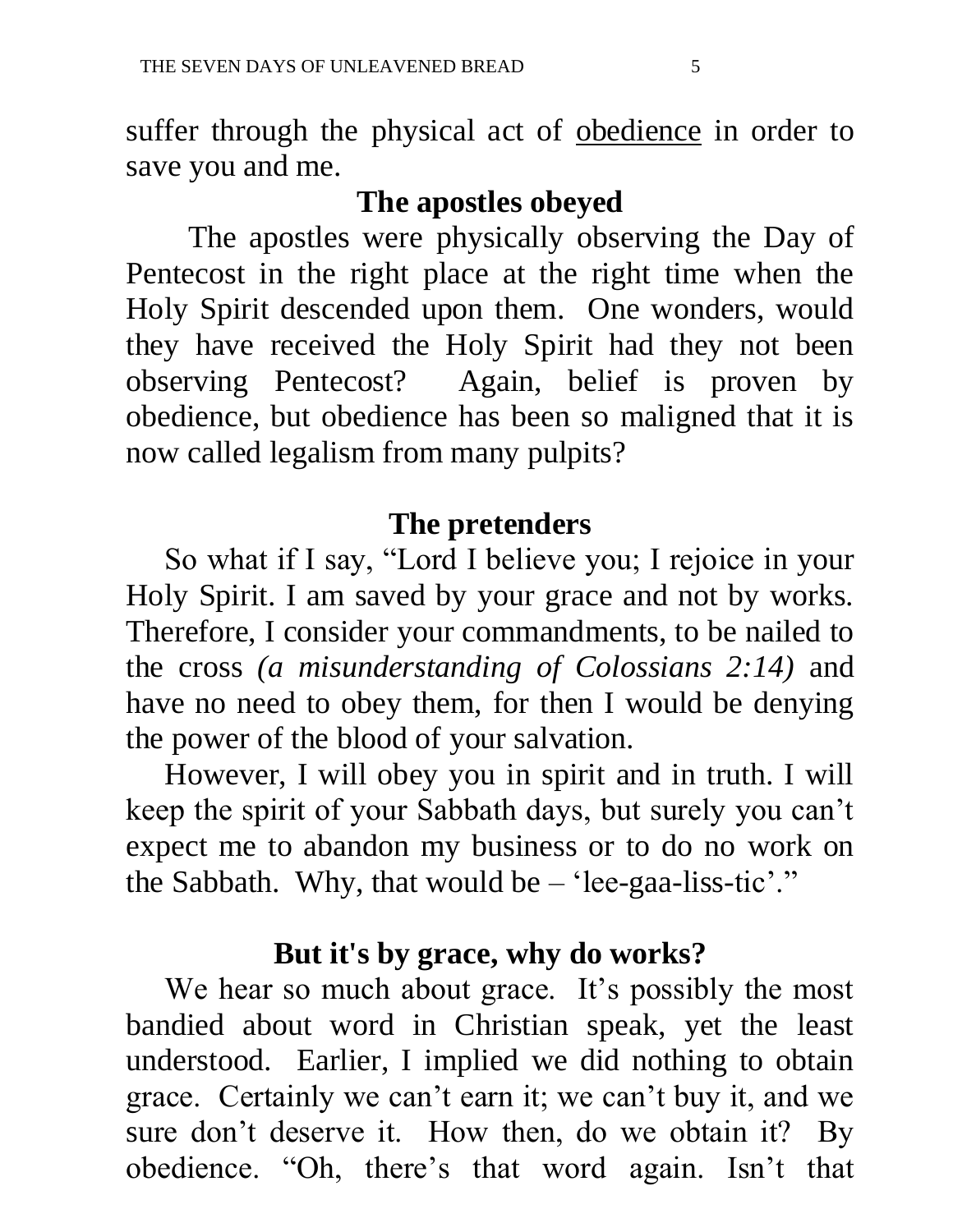suffer through the physical act of <u>obedience</u> in order to save you and me.

## The apostles obeyed

The apostles were physically observing the Day of Pentecost in the right place at the right time when the Holy Spirit descended upon them. One wonders, would they have received the Holy Spirit had they not been observing Pentecost? Again, belief is proven by obedience, but obedience has been so maligned that it is now called legalism from many pulpits?

## The pretenders

So what if I say, "Lord I believe you; I rejoice in your Holy Spirit. I am saved by your grace and not by works. Therefore, I consider your commandments, to be nailed to the cross *(a misunderstanding of Colossians 2:14)* and have no need to obey them, for then I would be denying the power of the blood of your salvation.

However, I will obey you in spirit and in truth. I will keep the spirit of your Sabbath days, but surely you can't expect me to abandon my business or to do no work on the Sabbath. Why, that would be – 'lee-gaa-liss-tic'."

## But it's by grace, why do works?

We hear so much about grace. It's possibly the most bandied about word in Christian speak, yet the least understood. Earlier, I implied we did nothing to obtain grace. Certainly we can't earn it; we can't buy it, and we sure don't deserve it. How then, do we obtain it? By obedience. "Oh, there's that word again. Isn't that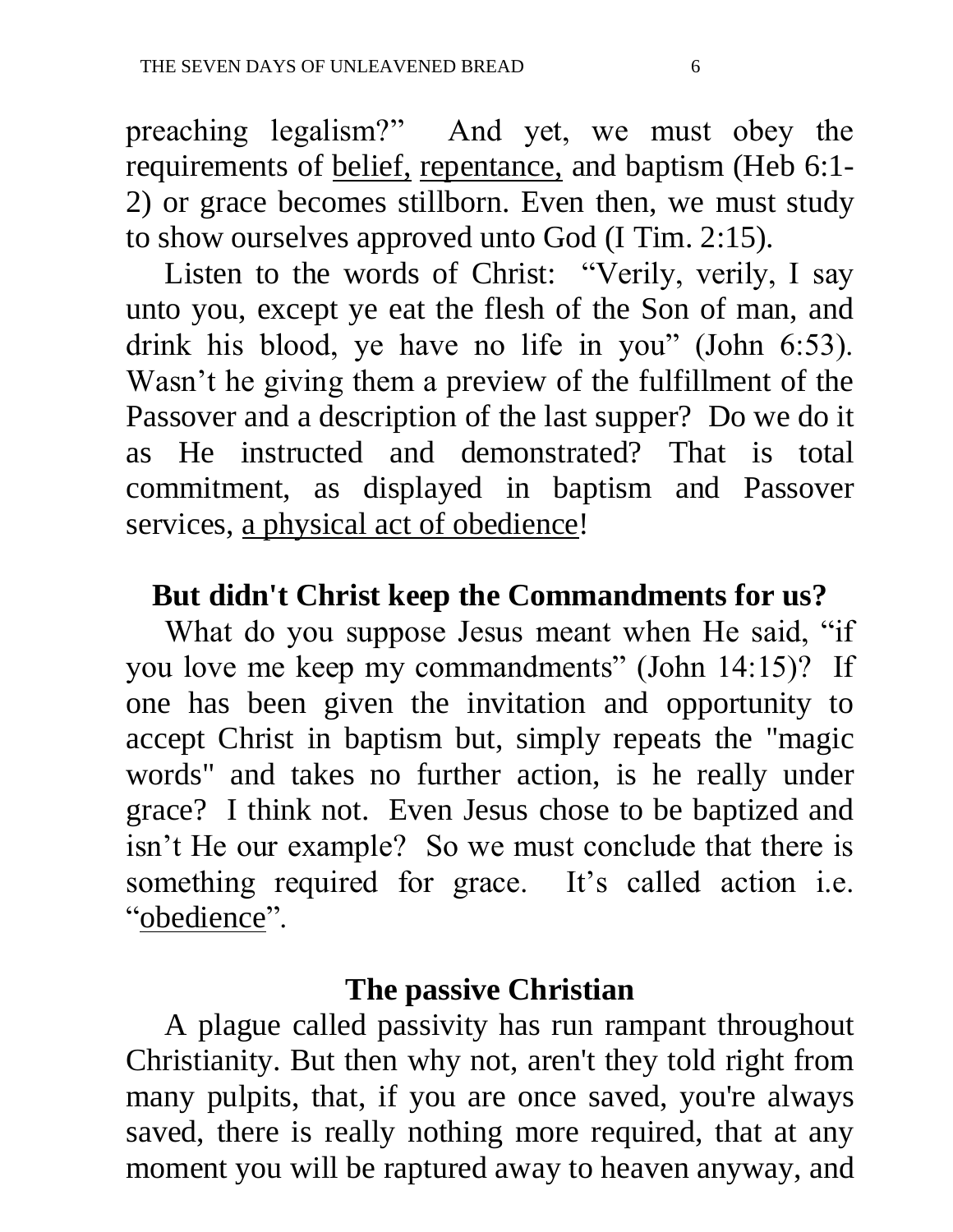preaching legalism?" And yet, we must obey the requirements of <u>belief,</u> <u>repentance,</u> and baptism (Heb 6:1-2) or grace becomes stillborn. Even then, we must study to show ourselves approved unto God (I Tim. 2:15).

Listen to the words of Christ: "Verily, verily, I say unto you, except ye eat the flesh of the Son of man, and drink his blood, ye have no life in you" (John 6:53). Wasn't he giving them a preview of the fulfillment of the Passover and a description of the last supper? Do we do it as He instructed and demonstrated? That is total commitment, as displayed in baptism and Passover services, <u>a physical act of obedience</u>!

## But didn't Christ keep the Commandments for us?

What do you suppose Jesus meant when He said, "if you love me keep my commandments" (John 14:15)? If one has been given the invitation and opportunity to accept Christ in baptism but, simply repeats the "magic words" and takes no further action, is he really under grace? I think not. Even Jesus chose to be baptized and isn't He our example? So we must conclude that there is something required for grace. It's called action i.e. "<u>obedience</u>".

## The passive Christian

A plague called passivity has run rampant throughout Christianity. But then why not, aren't they told right from many pulpits, that, if you are once saved, you're always saved, there is really nothing more required, that at any moment you will be raptured away to heaven anyway, and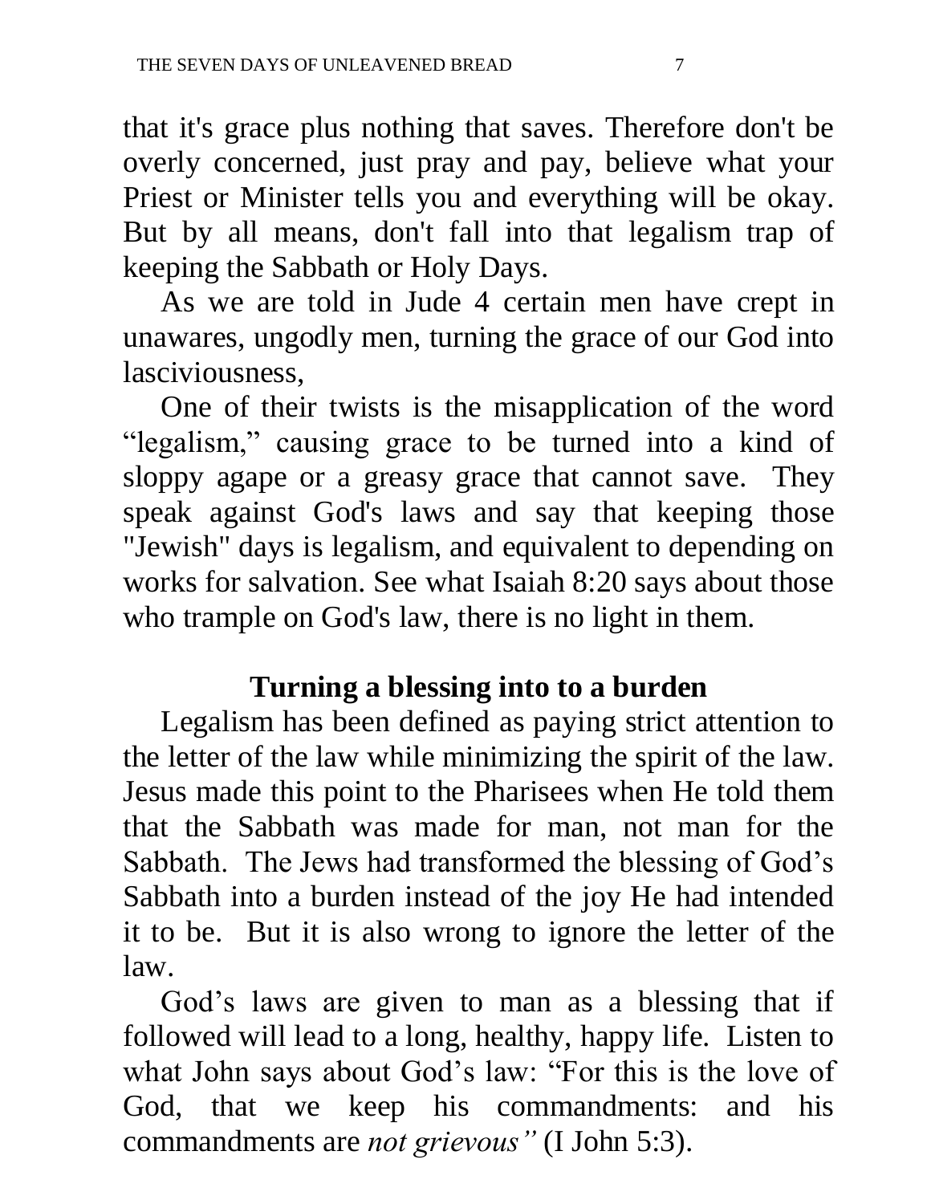that it's grace plus nothing that saves. Therefore don't be overly concerned, just pray and pay, believe what your Priest or Minister tells you and everything will be okay. But by all means, don't fall into that legalism trap of keeping the Sabbath or Holy Days.

As we are told in Jude 4 certain men have crept in unawares, ungodly men, turning the grace of our God into lasciviousness,

One of their twists is the misapplication of the word "legalism," causing grace to be turned into a kind of sloppy agape or a greasy grace that cannot save. They speak against God's laws and say that keeping those "Jewish" days is legalism, and equivalent to depending on works for salvation. See what Isaiah 8:20 says about those who trample on God's law, there is no light in them.

## Turning a blessing into to a burden

Legalism has been defined as paying strict attention to the letter of the law while minimizing the spirit of the law. Jesus made this point to the Pharisees when He told them that the Sabbath was made for man, not man for the Sabbath. The Jews had transformed the blessing of God's Sabbath into a burden instead of the joy He had intended it to be. But it is also wrong to ignore the letter of the law.

God's laws are given to man as a blessing that if followed will lead to a long, healthy, happy life. Listen to what John says about God's law: "For this is the love of God, that we keep his commandments: and his commandments are *not grievous"* (I John 5:3).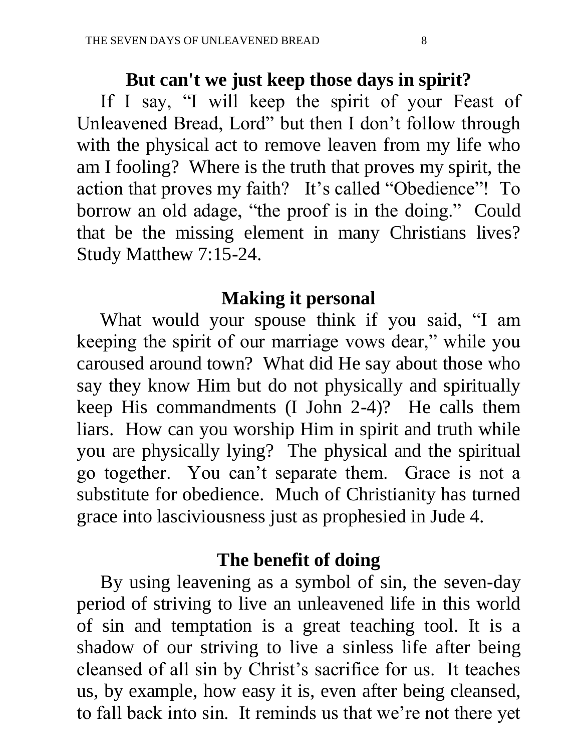## But can't we just keep those days in spirit?

If I say, "I will keep the spirit of your Feast of Unleavened Bread, Lord" but then I don't follow through with the physical act to remove leaven from my life who am I fooling? Where is the truth that proves my spirit, the action that proves my faith? It's called "Obedience"! To borrow an old adage, "the proof is in the doing." Could that be the missing element in many Christians lives? Study Matthew 7:15-24.

## Making it personal

What would your spouse think if you said, "I am keeping the spirit of our marriage vows dear," while you caroused around town? What did He say about those who say they know Him but do not physically and spiritually keep His commandments (I John 2-4)? He calls them liars. How can you worship Him in spirit and truth while you are physically lying? The physical and the spiritual go together. You can't separate them. Grace is not a substitute for obedience. Much of Christianity has turned grace into lasciviousness just as prophesied in Jude 4.

## The benefit of doing

By using leavening as a symbol of sin, the seven-day period of striving to live an unleavened life in this world of sin and temptation is a great teaching tool. It is a shadow of our striving to live a sinless life after being cleansed of all sin by Christ's sacrifice for us. It teaches us, by example, how easy it is, even after being cleansed, to fall back into sin. It reminds us that we're not there yet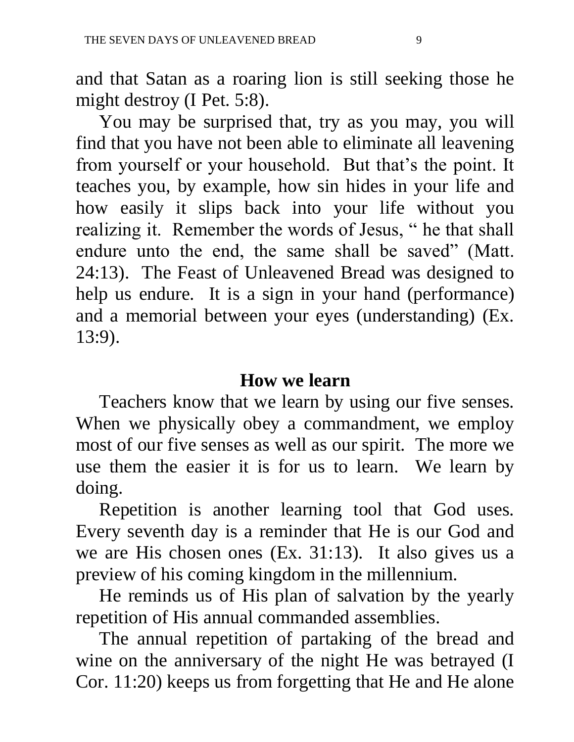and that Satan as a roaring lion is still seeking those he might destroy (I Pet. 5:8).

You may be surprised that, try as you may, you will find that you have not been able to eliminate all leavening from yourself or your household. But that's the point. It teaches you, by example, how sin hides in your life and how easily it slips back into your life without you realizing it. Remember the words of Jesus, " he that shall endure unto the end, the same shall be saved" (Matt. 24:13). The Feast of Unleavened Bread was designed to help us endure. It is a sign in your hand (performance) and a memorial between your eyes (understanding) (Ex. 13:9).

## How we learn

Teachers know that we learn by using our five senses. When we physically obey a commandment, we employ most of our five senses as well as our spirit. The more we use them the easier it is for us to learn. We learn by doing.

Repetition is another learning tool that God uses. Every seventh day is a reminder that He is our God and we are His chosen ones (Ex. 31:13). It also gives us a preview of his coming kingdom in the millennium.

He reminds us of His plan of salvation by the yearly repetition of His annual commanded assemblies.

The annual repetition of partaking of the bread and wine on the anniversary of the night He was betrayed (I Cor. 11:20) keeps us from forgetting that He and He alone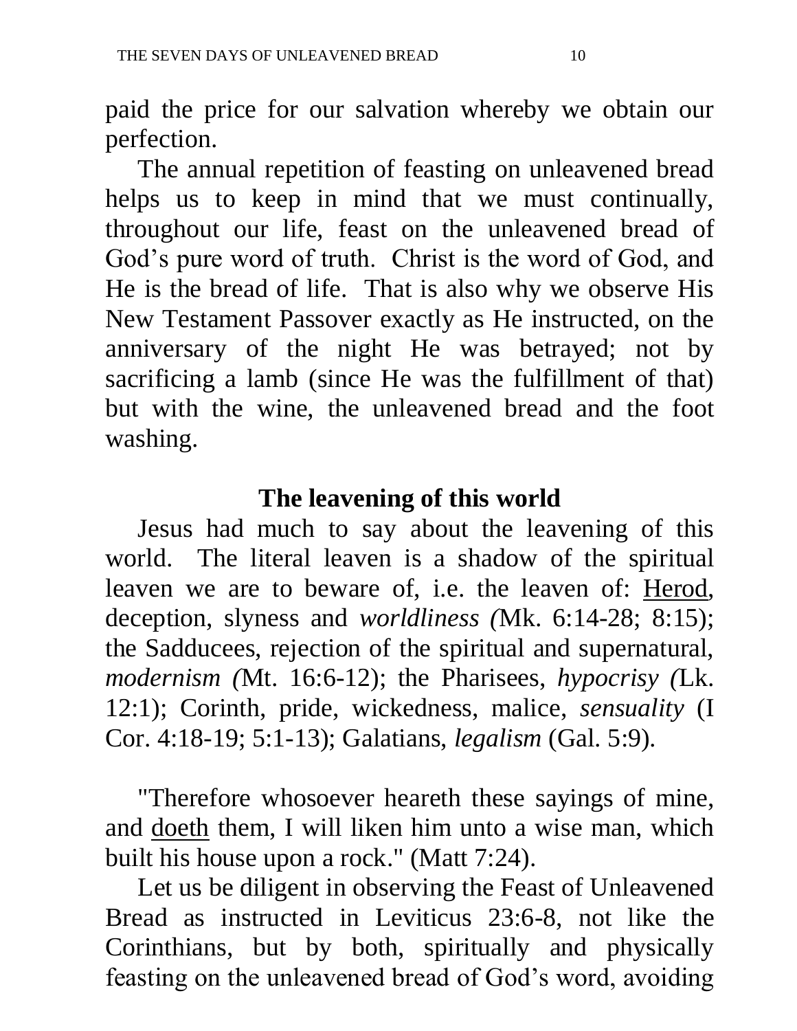paid the price for our salvation whereby we obtain our perfection.

The annual repetition of feasting on unleavened bread helps us to keep in mind that we must continually, throughout our life, feast on the unleavened bread of God's pure word of truth. Christ is the word of God, and He is the bread of life. That is also why we observe His New Testament Passover exactly as He instructed, on the anniversary of the night He was betrayed; not by sacrificing a lamb (since He was the fulfillment of that) but with the wine, the unleavened bread and the foot washing.

### The leavening of this world

Jesus had much to say about the leavening of this world. The literal leaven is a shadow of the spiritual leaven we are to beware of, i.e. the leaven of: <u>Herod</u>, deception, slyness and *worldliness (*Mk. 6:14-28; 8:15); the Sadducees, rejection of the spiritual and supernatural, *modernism (*Mt. 16:6-12); the Pharisees, *hypocrisy (*Lk. 12:1); Corinth, pride, wickedness, malice, *sensuality* (I Cor. 4:18-19; 5:1-13); Galatians, *legalism* (Gal. 5:9).

"Therefore whosoever heareth these sayings of mine, and <u>doeth</u> them, I will liken him unto a wise man, which built his house upon a rock." (Matt 7:24).

Let us be diligent in observing the Feast of Unleavened Bread as instructed in Leviticus 23:6-8, not like the Corinthians, but by both, spiritually and physically feasting on the unleavened bread of God's word, avoiding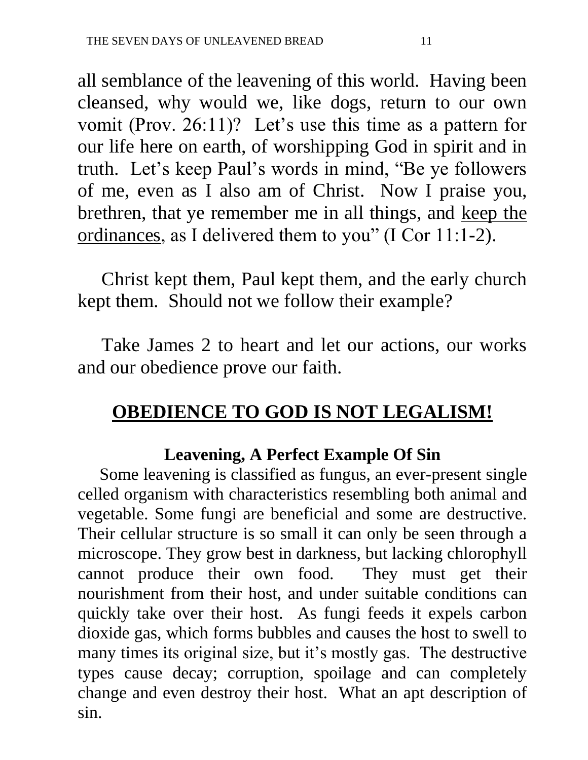all semblance of the leavening of this world. Having been cleansed, why would we, like dogs, return to our own vomit (Prov. 26:11)? Let's use this time as a pattern for our life here on earth, of worshipping God in spirit and in truth. Let's keep Paul's words in mind, "Be ye followers of me, even as I also am of Christ. Now I praise you, brethren, that ye remember me in all things, and <u>keep the ordinances</u>, as I delivered them to you" (I Cor 11:1-2).

Christ kept them, Paul kept them, and the early church kept them. Should not we follow their example?

Take James 2 to heart and let our actions, our works and our obedience prove our faith.

## <u>OBEDIENCE TO GOD IS NOT LEGALISM!</u>

### Leavening, A Perfect Example Of Sin

Some leavening is classified as fungus, an ever-present single celled organism with characteristics resembling both animal and vegetable. Some fungi are beneficial and some are destructive. Their cellular structure is so small it can only be seen through a microscope. They grow best in darkness, but lacking chlorophyll cannot produce their own food. They must get their nourishment from their host, and under suitable conditions can quickly take over their host. As fungi feeds it expels carbon dioxide gas, which forms bubbles and causes the host to swell to many times its original size, but it's mostly gas. The destructive types cause decay; corruption, spoilage and can completely change and even destroy their host. What an apt description of sin.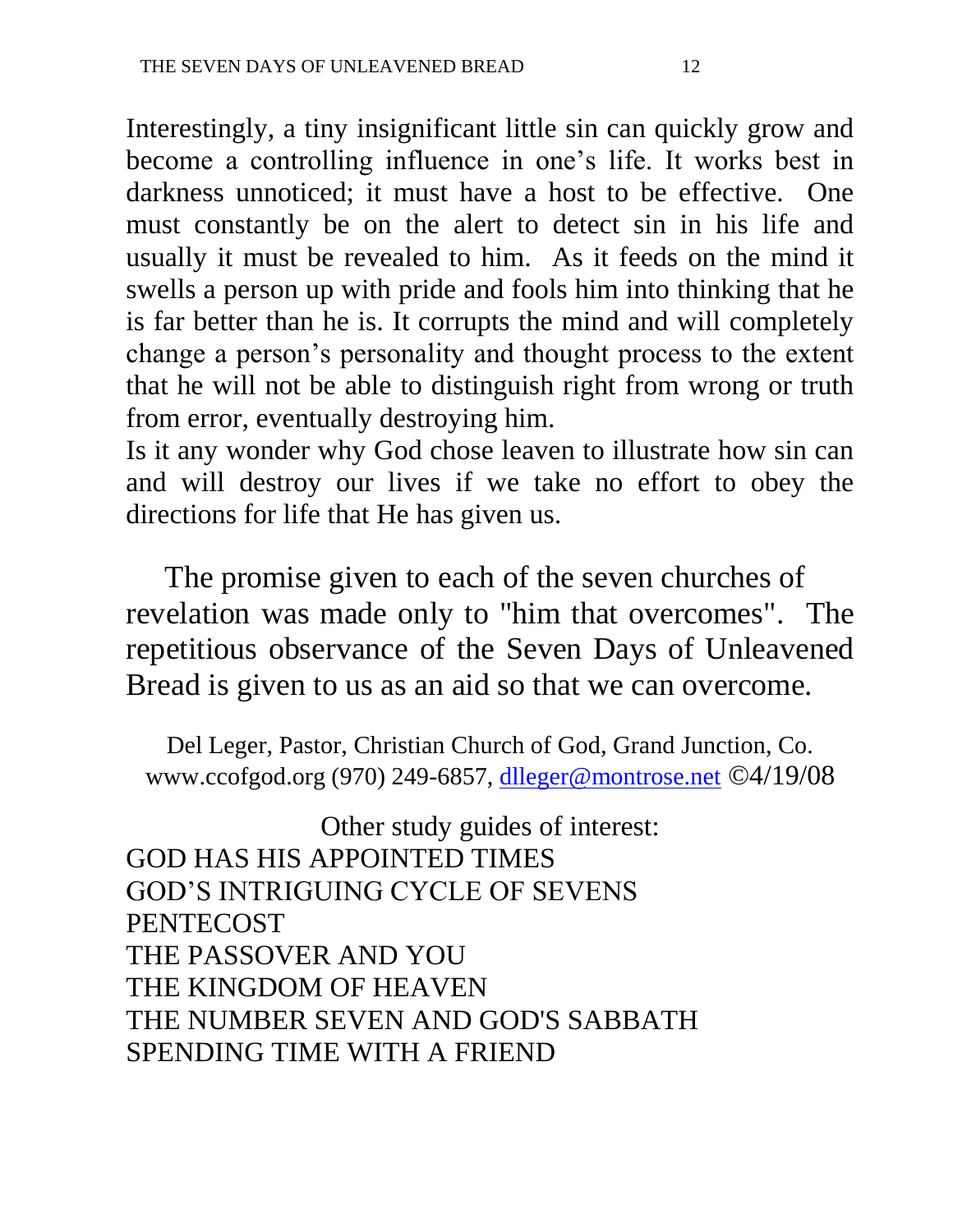Interestingly, a tiny insignificant little sin can quickly grow and become a controlling influence in one's life. It works best in darkness unnoticed; it must have a host to be effective. One must constantly be on the alert to detect sin in his life and usually it must be revealed to him. As it feeds on the mind it swells a person up with pride and fools him into thinking that he is far better than he is. It corrupts the mind and will completely change a person's personality and thought process to the extent that he will not be able to distinguish right from wrong or truth from error, eventually destroying him.
Is it any wonder why God chose leaven to illustrate how sin can and will destroy our lives if we take no effort to obey the directions for life that He has given us.

The promise given to each of the seven churches of revelation was made only to "him that overcomes". The repetitious observance of the Seven Days of Unleavened Bread is given to us as an aid so that we can overcome.

Del Leger, Pastor, Christian Church of God, Grand Junction, Co.
www.ccofgod.org (970) 249-6857, dlleger@montrose.net ©4/19/08

Other study guides of interest:

GOD HAS HIS APPOINTED TIMES
GOD'S INTRIGUING CYCLE OF SEVENS
PENTECOST
THE PASSOVER AND YOU
THE KINGDOM OF HEAVEN
THE NUMBER SEVEN AND GOD'S SABBATH
SPENDING TIME WITH A FRIEND